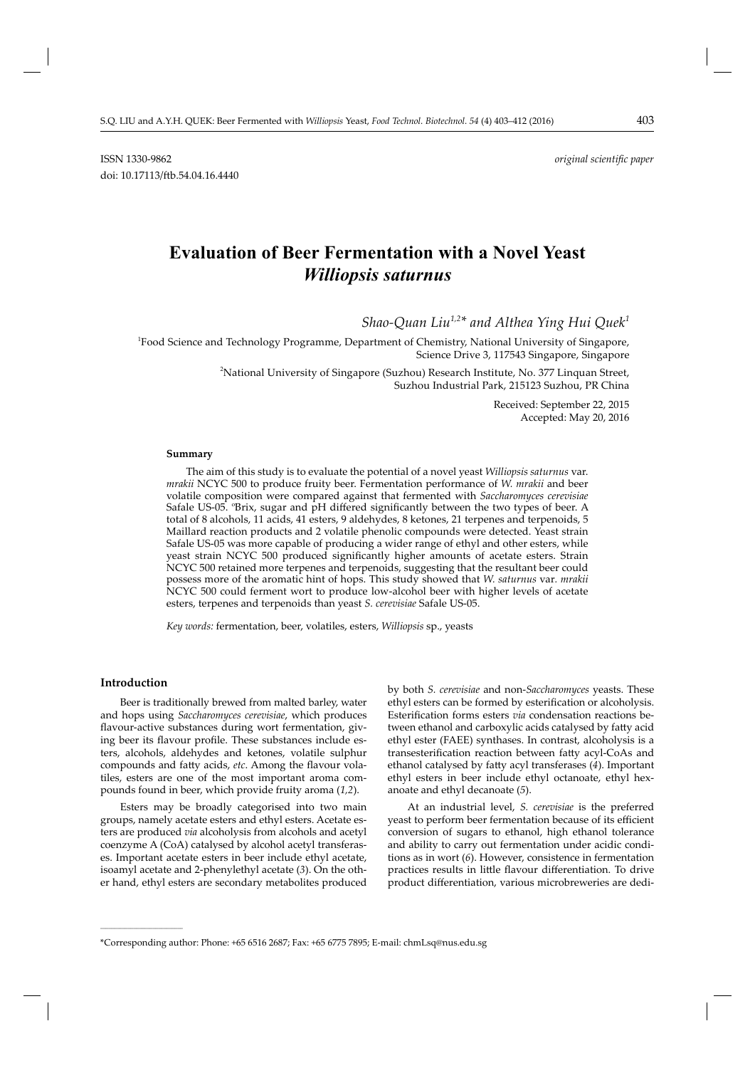ISSN 1330-9862 *original scientific paper*

doi: 10.17113/ftb.54.04.16.4440

# Evaluation of Beer Fermentation with a Novel Yeast *Williopsis saturnus*

*Shao-Quan Liu*[1,2]* *and Althea Ying Hui Quek*[1]

[1]Food Science and Technology Programme, Department of Chemistry, National University of Singapore, Science Drive 3, 117543 Singapore, Singapore

[2]National University of Singapore (Suzhou) Research Institute, No. 377 Linquan Street, Suzhou Industrial Park, 215123 Suzhou, PR China

Received: September 22, 2015
Accepted: May 20, 2016

### Summary

The aim of this study is to evaluate the potential of a novel yeast *Williopsis saturnus* var. *mrakii* NCYC 500 to produce fruity beer. Fermentation performance of *W. mrakii* and beer volatile composition were compared against that fermented with *Saccharomyces cerevisiae* Safale US-05. °Brix, sugar and pH differed significantly between the two types of beer. A total of 8 alcohols, 11 acids, 41 esters, 9 aldehydes, 8 ketones, 21 terpenes and terpenoids, 5 Maillard reaction products and 2 volatile phenolic compounds were detected. Yeast strain Safale US-05 was more capable of producing a wider range of ethyl and other esters, while yeast strain NCYC 500 produced significantly higher amounts of acetate esters. Strain NCYC 500 retained more terpenes and terpenoids, suggesting that the resultant beer could possess more of the aromatic hint of hops. This study showed that *W. saturnus* var. *mrakii* NCYC 500 could ferment wort to produce low-alcohol beer with higher levels of acetate esters, terpenes and terpenoids than yeast *S. cerevisiae* Safale US-05.

*Key words:* fermentation, beer, volatiles, esters, *Williopsis* sp., yeasts

### Introduction

Beer is traditionally brewed from malted barley, water and hops using *Saccharomyces cerevisiae*, which produces flavour-active substances during wort fermentation, giving beer its flavour profile. These substances include esters, alcohols, aldehydes and ketones, volatile sulphur compounds and fatty acids, *etc*. Among the flavour volatiles, esters are one of the most important aroma compounds found in beer, which provide fruity aroma (*1,2*).

Esters may be broadly categorised into two main groups, namely acetate esters and ethyl esters. Acetate esters are produced *via* alcoholysis from alcohols and acetyl coenzyme A (CoA) catalysed by alcohol acetyl transferases. Important acetate esters in beer include ethyl acetate, isoamyl acetate and 2-phenylethyl acetate (*3*). On the other hand, ethyl esters are secondary metabolites produced by both *S. cerevisiae* and non-*Saccharomyces* yeasts. These ethyl esters can be formed by esterification or alcoholysis. Esterification forms esters *via* condensation reactions between ethanol and carboxylic acids catalysed by fatty acid ethyl ester (FAEE) synthases. In contrast, alcoholysis is a transesterification reaction between fatty acyl-CoAs and ethanol catalysed by fatty acyl transferases (*4*). Important ethyl esters in beer include ethyl octanoate, ethyl hexanoate and ethyl decanoate (*5*).

At an industrial level, *S. cerevisiae* is the preferred yeast to perform beer fermentation because of its efficient conversion of sugars to ethanol, high ethanol tolerance and ability to carry out fermentation under acidic conditions as in wort (*6*). However, consistence in fermentation practices results in little flavour differentiation. To drive product differentiation, various microbreweries are dedi-

*Corresponding author: Phone: +65 6516 2687; Fax: +65 6775 7895; E-mail: chmLsq@nus.edu.sg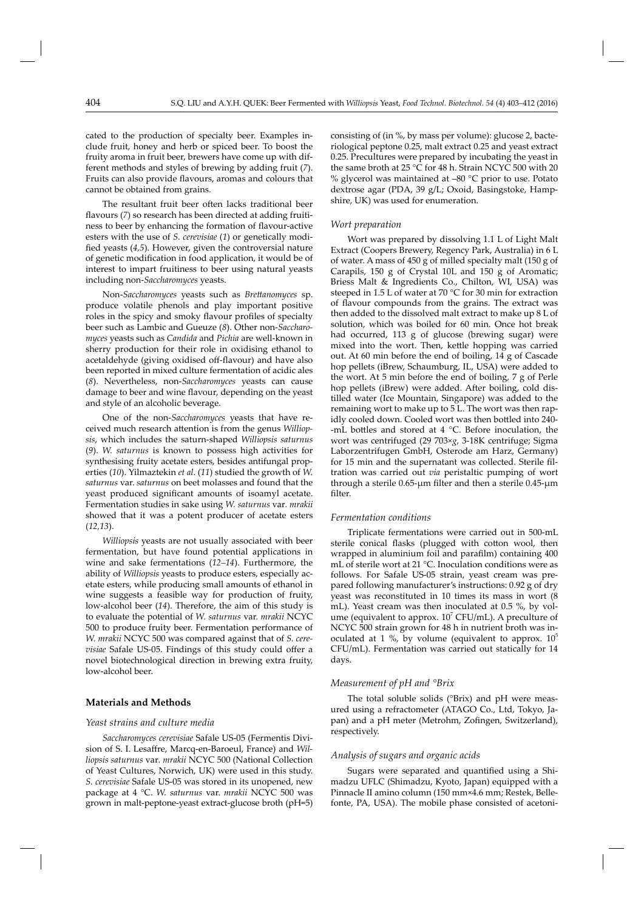cated to the production of specialty beer. Examples include fruit, honey and herb or spiced beer. To boost the fruity aroma in fruit beer, brewers have come up with different methods and styles of brewing by adding fruit (*7*). Fruits can also provide flavours, aromas and colours that cannot be obtained from grains.

The resultant fruit beer often lacks traditional beer flavours (*7*) so research has been directed at adding fruitiness to beer by enhancing the formation of flavour-active esters with the use of *S. cerevisiae* (*1*) or genetically modified yeasts (*4,5*). However, given the controversial nature of genetic modification in food application, it would be of interest to impart fruitiness to beer using natural yeasts including non-*Saccharomyces* yeasts.

Non-*Saccharomyces* yeasts such as *Brettanomyces* sp. produce volatile phenols and play important positive roles in the spicy and smoky flavour profiles of specialty beer such as Lambic and Gueuze (*8*). Other non-*Saccharomyces* yeasts such as *Candida* and *Pichia* are well-known in sherry production for their role in oxidising ethanol to acetaldehyde (giving oxidised off-flavour) and have also been reported in mixed culture fermentation of acidic ales (*8*). Nevertheless, non-*Saccharomyces* yeasts can cause damage to beer and wine flavour, depending on the yeast and style of an alcoholic beverage.

One of the non-*Saccharomyces* yeasts that have received much research attention is from the genus *Williopsis*, which includes the saturn-shaped *Williopsis saturnus* (*9*). *W. saturnus* is known to possess high activities for synthesising fruity acetate esters, besides antifungal properties (*10*). Yilmaztekin *et al.* (*11*) studied the growth of *W. saturnus* var. *saturnus* on beet molasses and found that the yeast produced significant amounts of isoamyl acetate. Fermentation studies in sake using *W. saturnus* var. *mrakii* showed that it was a potent producer of acetate esters (*12,13*).

*Williopsis* yeasts are not usually associated with beer fermentation, but have found potential applications in wine and sake fermentations (*12–14*). Furthermore, the ability of *Williopsis* yeasts to produce esters, especially acetate esters, while producing small amounts of ethanol in wine suggests a feasible way for production of fruity, low-alcohol beer (*14*). Therefore, the aim of this study is to evaluate the potential of *W. saturnus* var. *mrakii* NCYC 500 to produce fruity beer. Fermentation performance of *W. mrakii* NCYC 500 was compared against that of *S. cerevisiae* Safale US-05. Findings of this study could offer a novel biotechnological direction in brewing extra fruity, low-alcohol beer.

## Materials and Methods

### *Yeast strains and culture media*

*Saccharomyces cerevisiae* Safale US-05 (Fermentis Division of S. I. Lesaffre, Marcq-en-Baroeul, France) and *Williopsis saturnus* var. *mrakii* NCYC 500 (National Collection of Yeast Cultures, Norwich, UK) were used in this study. *S. cerevisiae* Safale US-05 was stored in its unopened, new package at 4 °C. *W. saturnus* var. *mrakii* NCYC 500 was grown in malt-peptone-yeast extract-glucose broth (pH=5) consisting of (in %, by mass per volume): glucose 2, bacteriological peptone 0.25, malt extract 0.25 and yeast extract 0.25. Precultures were prepared by incubating the yeast in the same broth at 25 °C for 48 h. Strain NCYC 500 with 20 % glycerol was maintained at –80 °C prior to use. Potato dextrose agar (PDA, 39 g/L; Oxoid, Basingstoke, Hampshire, UK) was used for enumeration.

### *Wort preparation*

Wort was prepared by dissolving 1.1 L of Light Malt Extract (Coopers Brewery, Regency Park, Australia) in 6 L of water. A mass of 450 g of milled specialty malt (150 g of Carapils, 150 g of Crystal 10L and 150 g of Aromatic; Briess Malt & Ingredients Co., Chilton, WI, USA) was steeped in 1.5 L of water at 70 °C for 30 min for extraction of flavour compounds from the grains. The extract was then added to the dissolved malt extract to make up 8 L of solution, which was boiled for 60 min. Once hot break had occurred, 113 g of glucose (brewing sugar) were mixed into the wort. Then, kettle hopping was carried out. At 60 min before the end of boiling, 14 g of Cascade hop pellets (iBrew, Schaumburg, IL, USA) were added to the wort. At 5 min before the end of boiling, 7 g of Perle hop pellets (iBrew) were added. After boiling, cold distilled water (Ice Mountain, Singapore) was added to the remaining wort to make up to 5 L. The wort was then rapidly cooled down. Cooled wort was then bottled into 240-mL bottles and stored at 4 °C. Before inoculation, the wort was centrifuged (29 703×*g*, 3-18K centrifuge; Sigma Laborzentrifugen GmbH, Osterode am Harz, Germany) for 15 min and the supernatant was collected. Sterile filtration was carried out *via* peristaltic pumping of wort through a sterile 0.65-μm filter and then a sterile 0.45-μm filter.

### *Fermentation conditions*

Triplicate fermentations were carried out in 500-mL sterile conical flasks (plugged with cotton wool, then wrapped in aluminium foil and parafilm) containing 400 mL of sterile wort at 21 °C. Inoculation conditions were as follows. For Safale US-05 strain, yeast cream was prepared following manufacturer's instructions: 0.92 g of dry yeast was reconstituted in 10 times its mass in wort (8 mL). Yeast cream was then inoculated at 0.5 %, by volume (equivalent to approx. $10^7$ CFU/mL). A preculture of NCYC 500 strain grown for 48 h in nutrient broth was inoculated at 1 %, by volume (equivalent to approx. $10^5$ CFU/mL). Fermentation was carried out statically for 14 days.

### *Measurement of pH and °Brix*

The total soluble solids (°Brix) and pH were measured using a refractometer (ATAGO Co., Ltd, Tokyo, Japan) and a pH meter (Metrohm, Zofingen, Switzerland), respectively.

### *Analysis of sugars and organic acids*

Sugars were separated and quantified using a Shimadzu UFLC (Shimadzu, Kyoto, Japan) equipped with a Pinnacle II amino column (150 mm×4.6 mm; Restek, Bellefonte, PA, USA). The mobile phase consisted of acetoni-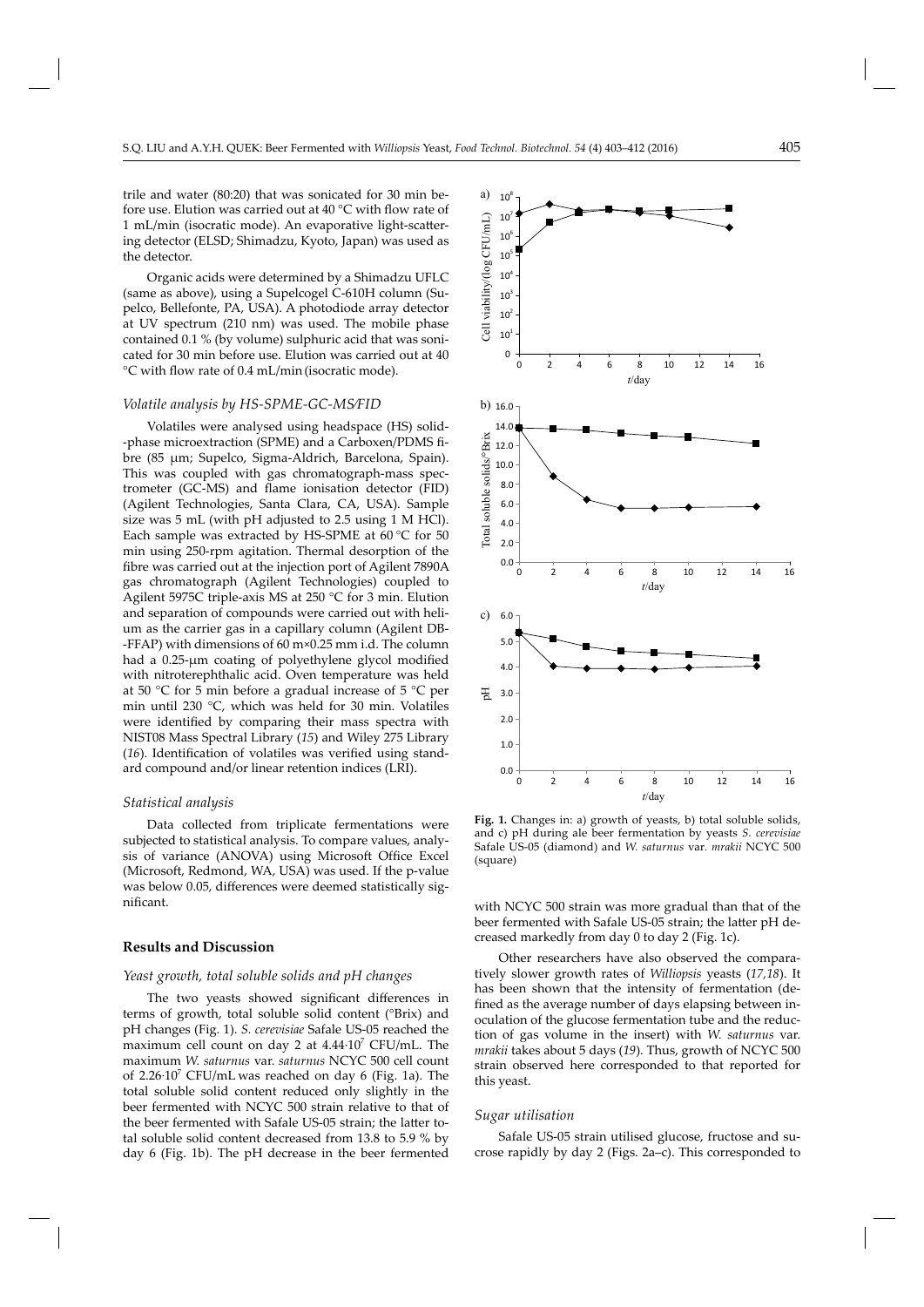trile and water (80:20) that was sonicated for 30 min before use. Elution was carried out at 40 °C with flow rate of 1 mL/min (isocratic mode). An evaporative light-scattering detector (ELSD; Shimadzu, Kyoto, Japan) was used as the detector.

Organic acids were determined by a Shimadzu UFLC (same as above), using a Supelcogel C-610H column (Supelco, Bellefonte, PA, USA). A photodiode array detector at UV spectrum (210 nm) was used. The mobile phase contained 0.1 % (by volume) sulphuric acid that was sonicated for 30 min before use. Elution was carried out at 40 °C with flow rate of 0.4 mL/min (isocratic mode).

### *Volatile analysis by HS-SPME-GC-MS/FID*

Volatiles were analysed using headspace (HS) solid-phase microextraction (SPME) and a Carboxen/PDMS fibre (85 μm; Supelco, Sigma-Aldrich, Barcelona, Spain). This was coupled with gas chromatograph-mass spectrometer (GC-MS) and flame ionisation detector (FID) (Agilent Technologies, Santa Clara, CA, USA). Sample size was 5 mL (with pH adjusted to 2.5 using 1 M HCl). Each sample was extracted by HS-SPME at 60 °C for 50 min using 250-rpm agitation. Thermal desorption of the fibre was carried out at the injection port of Agilent 7890A gas chromatograph (Agilent Technologies) coupled to Agilent 5975C triple-axis MS at 250 °C for 3 min. Elution and separation of compounds were carried out with helium as the carrier gas in a capillary column (Agilent DB-FFAP) with dimensions of 60 m×0.25 mm i.d. The column had a 0.25-μm coating of polyethylene glycol modified with nitroterephthalic acid. Oven temperature was held at 50 °C for 5 min before a gradual increase of 5 °C per min until 230 °C, which was held for 30 min. Volatiles were identified by comparing their mass spectra with NIST08 Mass Spectral Library (*15*) and Wiley 275 Library (*16*). Identification of volatiles was verified using standard compound and/or linear retention indices (LRI).

### *Statistical analysis*

Data collected from triplicate fermentations were subjected to statistical analysis. To compare values, analysis of variance (ANOVA) using Microsoft Office Excel (Microsoft, Redmond, WA, USA) was used. If the p-value was below 0.05, differences were deemed statistically significant.

## Results and Discussion

### *Yeast growth, total soluble solids and pH changes*

The two yeasts showed significant differences in terms of growth, total soluble solid content (°Brix) and pH changes (Fig. 1). *S. cerevisiae* Safale US-05 reached the maximum cell count on day 2 at $4.44\cdot10^7$ CFU/mL. The maximum *W. saturnus* var. *saturnus* NCYC 500 cell count of $2.26\cdot10^7$ CFU/mL was reached on day 6 (Fig. 1a). The total soluble solid content reduced only slightly in the beer fermented with NCYC 500 strain relative to that of the beer fermented with Safale US-05 strain; the latter total soluble solid content decreased from 13.8 to 5.9 % by day 6 (Fig. 1b). The pH decrease in the beer fermented with NCYC 500 strain was more gradual than that of the beer fermented with Safale US-05 strain; the latter pH decreased markedly from day 0 to day 2 (Fig. 1c).

**Fig. 1.** Changes in: a) growth of yeasts, b) total soluble solids, and c) pH during ale beer fermentation by yeasts *S. cerevisiae* Safale US-05 (diamond) and *W. saturnus* var. *mrakii* NCYC 500 (square)

Other researchers have also observed the comparatively slower growth rates of *Williopsis* yeasts (*17,18*). It has been shown that the intensity of fermentation (defined as the average number of days elapsing between inoculation of the glucose fermentation tube and the reduction of gas volume in the insert) with *W. saturnus* var. *mrakii* takes about 5 days (*19*). Thus, growth of NCYC 500 strain observed here corresponded to that reported for this yeast.

### *Sugar utilisation*

Safale US-05 strain utilised glucose, fructose and sucrose rapidly by day 2 (Figs. 2a–c). This corresponded to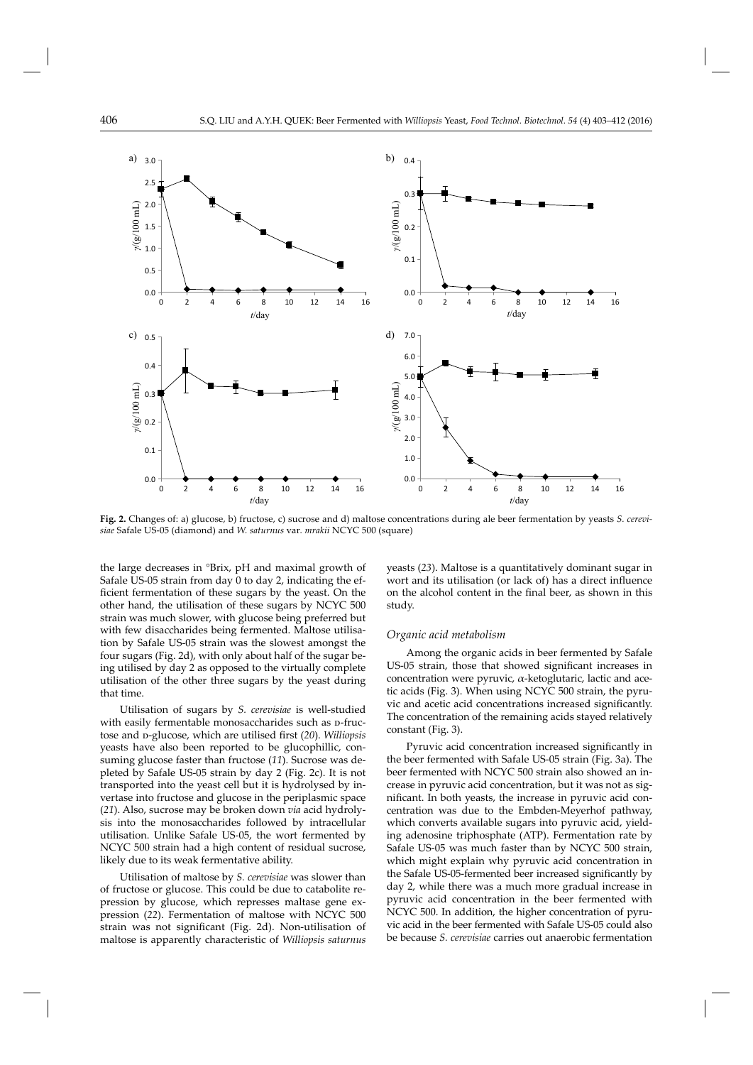**Fig. 2.** Changes of: a) glucose, b) fructose, c) sucrose and d) maltose concentrations during ale beer fermentation by yeasts *S. cerevisiae* Safale US-05 (diamond) and *W. saturnus* var. *mrakii* NCYC 500 (square)

the large decreases in °Brix, pH and maximal growth of Safale US-05 strain from day 0 to day 2, indicating the efficient fermentation of these sugars by the yeast. On the other hand, the utilisation of these sugars by NCYC 500 strain was much slower, with glucose being preferred but with few disaccharides being fermented. Maltose utilisation by Safale US-05 strain was the slowest amongst the four sugars (Fig. 2d), with only about half of the sugar being utilised by day 2 as opposed to the virtually complete utilisation of the other three sugars by the yeast during that time.

Utilisation of sugars by *S. cerevisiae* is well-studied with easily fermentable monosaccharides such as D-fructose and D-glucose, which are utilised first (*20*). *Williopsis* yeasts have also been reported to be glucophillic, consuming glucose faster than fructose (*11*). Sucrose was depleted by Safale US-05 strain by day 2 (Fig. 2c). It is not transported into the yeast cell but it is hydrolysed by invertase into fructose and glucose in the periplasmic space (*21*). Also, sucrose may be broken down *via* acid hydrolysis into the monosaccharides followed by intracellular utilisation. Unlike Safale US-05, the wort fermented by NCYC 500 strain had a high content of residual sucrose, likely due to its weak fermentative ability.

Utilisation of maltose by *S. cerevisiae* was slower than of fructose or glucose. This could be due to catabolite repression by glucose, which represses maltase gene expression (*22*). Fermentation of maltose with NCYC 500 strain was not significant (Fig. 2d). Non-utilisation of maltose is apparently characteristic of *Williopsis saturnus* yeasts (*23*). Maltose is a quantitatively dominant sugar in wort and its utilisation (or lack of) has a direct influence on the alcohol content in the final beer, as shown in this study.

### *Organic acid metabolism*

Among the organic acids in beer fermented by Safale US-05 strain, those that showed significant increases in concentration were pyruvic, α-ketoglutaric, lactic and acetic acids (Fig. 3). When using NCYC 500 strain, the pyruvic and acetic acid concentrations increased significantly. The concentration of the remaining acids stayed relatively constant (Fig. 3).

Pyruvic acid concentration increased significantly in the beer fermented with Safale US-05 strain (Fig. 3a). The beer fermented with NCYC 500 strain also showed an increase in pyruvic acid concentration, but it was not as significant. In both yeasts, the increase in pyruvic acid concentration was due to the Embden-Meyerhof pathway, which converts available sugars into pyruvic acid, yielding adenosine triphosphate (ATP). Fermentation rate by Safale US-05 was much faster than by NCYC 500 strain, which might explain why pyruvic acid concentration in the Safale US-05-fermented beer increased significantly by day 2, while there was a much more gradual increase in pyruvic acid concentration in the beer fermented with NCYC 500. In addition, the higher concentration of pyruvic acid in the beer fermented with Safale US-05 could also be because *S. cerevisiae* carries out anaerobic fermentation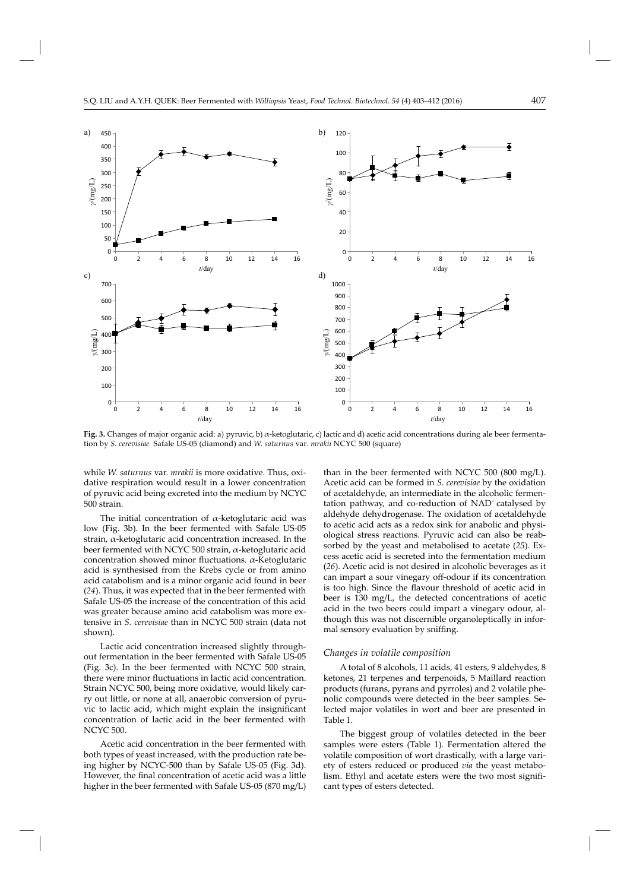**Fig. 3.** Changes of major organic acid: a) pyruvic, b) α-ketoglutaric, c) lactic and d) acetic acid concentrations during ale beer fermentation by *S. cerevisiae* Safale US-05 (diamond) and *W. saturnus* var. *mrakii* NCYC 500 (square)

while *W. saturnus* var. *mrakii* is more oxidative. Thus, oxidative respiration would result in a lower concentration of pyruvic acid being excreted into the medium by NCYC 500 strain.

The initial concentration of α-ketoglutaric acid was low (Fig. 3b). In the beer fermented with Safale US-05 strain, α-ketoglutaric acid concentration increased. In the beer fermented with NCYC 500 strain, α-ketoglutaric acid concentration showed minor fluctuations. α-Ketoglutaric acid is synthesised from the Krebs cycle or from amino acid catabolism and is a minor organic acid found in beer (*24*). Thus, it was expected that in the beer fermented with Safale US-05 the increase of the concentration of this acid was greater because amino acid catabolism was more extensive in *S. cerevisiae* than in NCYC 500 strain (data not shown).

Lactic acid concentration increased slightly throughout fermentation in the beer fermented with Safale US-05 (Fig. 3c). In the beer fermented with NCYC 500 strain, there were minor fluctuations in lactic acid concentration. Strain NCYC 500, being more oxidative, would likely carry out little, or none at all, anaerobic conversion of pyruvic to lactic acid, which might explain the insignificant concentration of lactic acid in the beer fermented with NCYC 500.

Acetic acid concentration in the beer fermented with both types of yeast increased, with the production rate being higher by NCYC-500 than by Safale US-05 (Fig. 3d). However, the final concentration of acetic acid was a little higher in the beer fermented with Safale US-05 (870 mg/L) than in the beer fermented with NCYC 500 (800 mg/L). Acetic acid can be formed in *S. cerevisiae* by the oxidation of acetaldehyde, an intermediate in the alcoholic fermentation pathway, and co-reduction of $NAD^+$ catalysed by aldehyde dehydrogenase. The oxidation of acetaldehyde to acetic acid acts as a redox sink for anabolic and physiological stress reactions. Pyruvic acid can also be reabsorbed by the yeast and metabolised to acetate (*25*). Excess acetic acid is secreted into the fermentation medium (*26*). Acetic acid is not desired in alcoholic beverages as it can impart a sour vinegary off-odour if its concentration is too high. Since the flavour threshold of acetic acid in beer is 130 mg/L, the detected concentrations of acetic acid in the two beers could impart a vinegary odour, although this was not discernible organoleptically in informal sensory evaluation by sniffing.

### Changes in volatile composition

A total of 8 alcohols, 11 acids, 41 esters, 9 aldehydes, 8 ketones, 21 terpenes and terpenoids, 5 Maillard reaction products (furans, pyrans and pyrroles) and 2 volatile phenolic compounds were detected in the beer samples. Selected major volatiles in wort and beer are presented in Table 1.

The biggest group of volatiles detected in the beer samples were esters (Table 1). Fermentation altered the volatile composition of wort drastically, with a large variety of esters reduced or produced *via* the yeast metabolism. Ethyl and acetate esters were the two most significant types of esters detected.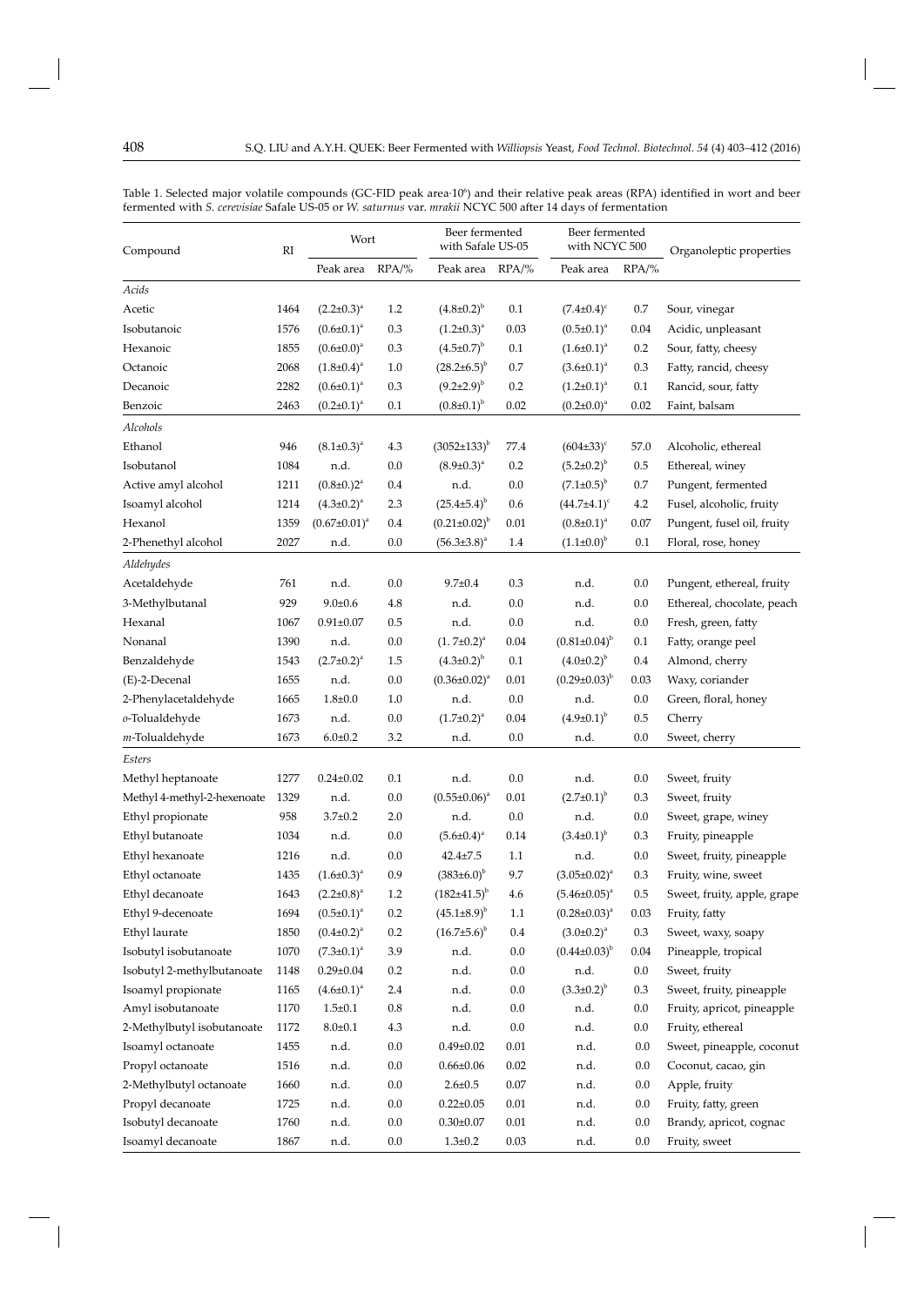Table 1. Selected major volatile compounds (GC-FID peak area·10[6]) and their relative peak areas (RPA) identified in wort and beer fermented with *S. cerevisiae* Safale US-05 or *W. saturnus* var. *mrakii* NCYC 500 after 14 days of fermentation

| Compound | RI | Wort | | Beer fermented with Safale US-05 | | Beer fermented with NCYC 500 | | Organoleptic properties |
|---|---|---|---|---|---|---|---|---|
| | | Peak area | RPA/% | Peak area | RPA/% | Peak area | RPA/% | |
| *Acids* | | | | | | | | |
| Acetic | 1464 | (2.2±0.3)[a] | 1.2 | (4.8±0.2)[b] | 0.1 | (7.4±0.4)[c] | 0.7 | Sour, vinegar |
| Isobutanoic | 1576 | (0.6±0.1)[a] | 0.3 | (1.2±0.3)[a] | 0.03 | (0.5±0.1)[a] | 0.04 | Acidic, unpleasant |
| Hexanoic | 1855 | (0.6±0.0)[a] | 0.3 | (4.5±0.7)[b] | 0.1 | (1.6±0.1)[a] | 0.2 | Sour, fatty, cheesy |
| Octanoic | 2068 | (1.8±0.4)[a] | 1.0 | (28.2±6.5)[b] | 0.7 | (3.6±0.1)[a] | 0.3 | Fatty, rancid, cheesy |
| Decanoic | 2282 | (0.6±0.1)[a] | 0.3 | (9.2±2.9)[b] | 0.2 | (1.2±0.1)[a] | 0.1 | Rancid, sour, fatty |
| Benzoic | 2463 | (0.2±0.1)[a] | 0.1 | (0.8±0.1)[b] | 0.02 | (0.2±0.0)[a] | 0.02 | Faint, balsam |
| *Alcohols* | | | | | | | | |
| Ethanol | 946 | (8.1±0.3)[a] | 4.3 | (3052±133)[b] | 77.4 | (604±33)[c] | 57.0 | Alcoholic, ethereal |
| Isobutanol | 1084 | n.d. | 0.0 | (8.9±0.3)[a] | 0.2 | (5.2±0.2)[b] | 0.5 | Ethereal, winey |
| Active amyl alcohol | 1211 | (0.8±0.)2[a] | 0.4 | n.d. | 0.0 | (7.1±0.5)[b] | 0.7 | Pungent, fermented |
| Isoamyl alcohol | 1214 | (4.3±0.2)[a] | 2.3 | (25.4±5.4)[b] | 0.6 | (44.7±4.1)[c] | 4.2 | Fusel, alcoholic, fruity |
| Hexanol | 1359 | (0.67±0.01)[a] | 0.4 | (0.21±0.02)[b] | 0.01 | (0.8±0.1)[a] | 0.07 | Pungent, fusel oil, fruity |
| 2-Phenethyl alcohol | 2027 | n.d. | 0.0 | (56.3±3.8)[a] | 1.4 | (1.1±0.0)[b] | 0.1 | Floral, rose, honey |
| *Aldehydes* | | | | | | | | |
| Acetaldehyde | 761 | n.d. | 0.0 | 9.7±0.4 | 0.3 | n.d. | 0.0 | Pungent, ethereal, fruity |
| 3-Methylbutanal | 929 | 9.0±0.6 | 4.8 | n.d. | 0.0 | n.d. | 0.0 | Ethereal, chocolate, peach |
| Hexanal | 1067 | 0.91±0.07 | 0.5 | n.d. | 0.0 | n.d. | 0.0 | Fresh, green, fatty |
| Nonanal | 1390 | n.d. | 0.0 | (1. 7±0.2)[a] | 0.04 | (0.81±0.04)[b] | 0.1 | Fatty, orange peel |
| Benzaldehyde | 1543 | (2.7±0.2)[a] | 1.5 | (4.3±0.2)[b] | 0.1 | (4.0±0.2)[b] | 0.4 | Almond, cherry |
| (E)-2-Decenal | 1655 | n.d. | 0.0 | (0.36±0.02)[a] | 0.01 | (0.29±0.03)[b] | 0.03 | Waxy, coriander |
| 2-Phenylacetaldehyde | 1665 | 1.8±0.0 | 1.0 | n.d. | 0.0 | n.d. | 0.0 | Green, floral, honey |
| *o*-Tolualdehyde | 1673 | n.d. | 0.0 | (1.7±0.2)[a] | 0.04 | (4.9±0.1)[b] | 0.5 | Cherry |
| *m*-Tolualdehyde | 1673 | 6.0±0.2 | 3.2 | n.d. | 0.0 | n.d. | 0.0 | Sweet, cherry |
| *Esters* | | | | | | | | |
| Methyl heptanoate | 1277 | 0.24±0.02 | 0.1 | n.d. | 0.0 | n.d. | 0.0 | Sweet, fruity |
| Methyl 4-methyl-2-hexenoate | 1329 | n.d. | 0.0 | (0.55±0.06)[a] | 0.01 | (2.7±0.1)[b] | 0.3 | Sweet, fruity |
| Ethyl propionate | 958 | 3.7±0.2 | 2.0 | n.d. | 0.0 | n.d. | 0.0 | Sweet, grape, winey |
| Ethyl butanoate | 1034 | n.d. | 0.0 | (5.6±0.4)[a] | 0.14 | (3.4±0.1)[b] | 0.3 | Fruity, pineapple |
| Ethyl hexanoate | 1216 | n.d. | 0.0 | 42.4±7.5 | 1.1 | n.d. | 0.0 | Sweet, fruity, pineapple |
| Ethyl octanoate | 1435 | (1.6±0.3)[a] | 0.9 | (383±6.0)[b] | 9.7 | (3.05±0.02)[a] | 0.3 | Fruity, wine, sweet |
| Ethyl decanoate | 1643 | (2.2±0.8)[a] | 1.2 | (182±41.5)[b] | 4.6 | (5.46±0.05)[a] | 0.5 | Sweet, fruity, apple, grape |
| Ethyl 9-decenoate | 1694 | (0.5±0.1)[a] | 0.2 | (45.1±8.9)[b] | 1.1 | (0.28±0.03)[a] | 0.03 | Fruity, fatty |
| Ethyl laurate | 1850 | (0.4±0.2)[a] | 0.2 | (16.7±5.6)[b] | 0.4 | (3.0±0.2)[a] | 0.3 | Sweet, waxy, soapy |
| Isobutyl isobutanoate | 1070 | (7.3±0.1)[a] | 3.9 | n.d. | 0.0 | (0.44±0.03)[b] | 0.04 | Pineapple, tropical |
| Isobutyl 2-methylbutanoate | 1148 | 0.29±0.04 | 0.2 | n.d. | 0.0 | n.d. | 0.0 | Sweet, fruity |
| Isoamyl propionate | 1165 | (4.6±0.1)[a] | 2.4 | n.d. | 0.0 | (3.3±0.2)[b] | 0.3 | Sweet, fruity, pineapple |
| Amyl isobutanoate | 1170 | 1.5±0.1 | 0.8 | n.d. | 0.0 | n.d. | 0.0 | Fruity, apricot, pineapple |
| 2-Methylbutyl isobutanoate | 1172 | 8.0±0.1 | 4.3 | n.d. | 0.0 | n.d. | 0.0 | Fruity, ethereal |
| Isoamyl octanoate | 1455 | n.d. | 0.0 | 0.49±0.02 | 0.01 | n.d. | 0.0 | Sweet, pineapple, coconut |
| Propyl octanoate | 1516 | n.d. | 0.0 | 0.66±0.06 | 0.02 | n.d. | 0.0 | Coconut, cacao, gin |
| 2-Methylbutyl octanoate | 1660 | n.d. | 0.0 | 2.6±0.5 | 0.07 | n.d. | 0.0 | Apple, fruity |
| Propyl decanoate | 1725 | n.d. | 0.0 | 0.22±0.05 | 0.01 | n.d. | 0.0 | Fruity, fatty, green |
| Isobutyl decanoate | 1760 | n.d. | 0.0 | 0.30±0.07 | 0.01 | n.d. | 0.0 | Brandy, apricot, cognac |
| Isoamyl decanoate | 1867 | n.d. | 0.0 | 1.3±0.2 | 0.03 | n.d. | 0.0 | Fruity, sweet |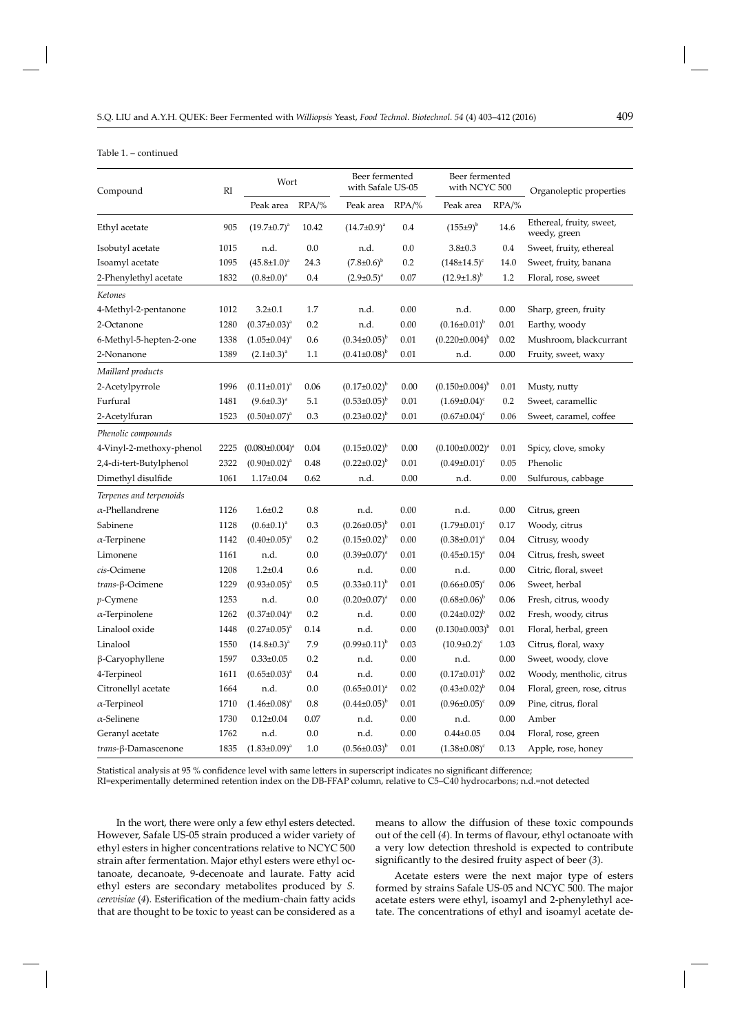Table 1. – continued

| Compound | RI | Wort | | Beer fermented with Safale US-05 | | Beer fermented with NCYC 500 | | Organoleptic properties |
|---|---|---|---|---|---|---|---|---|
| | | Peak area | RPA/% | Peak area | RPA/% | Peak area | RPA/% | |
| Ethyl acetate | 905 | $(19.7\pm0.7)^a$ | 10.42 | $(14.7\pm0.9)^a$ | 0.4 | $(155\pm9)^b$ | 14.6 | Ethereal, fruity, sweet, weedy, green |
| Isobutyl acetate | 1015 | n.d. | 0.0 | n.d. | 0.0 | $3.8\pm0.3$ | 0.4 | Sweet, fruity, ethereal |
| Isoamyl acetate | 1095 | $(45.8\pm1.0)^a$ | 24.3 | $(7.8\pm0.6)^b$ | 0.2 | $(148\pm14.5)^c$ | 14.0 | Sweet, fruity, banana |
| 2-Phenylethyl acetate | 1832 | $(0.8\pm0.0)^a$ | 0.4 | $(2.9\pm0.5)^a$ | 0.07 | $(12.9\pm1.8)^b$ | 1.2 | Floral, rose, sweet |
| *Ketones* | | | | | | | | |
| 4-Methyl-2-pentanone | 1012 | $3.2\pm0.1$ | 1.7 | n.d. | 0.00 | n.d. | 0.00 | Sharp, green, fruity |
| 2-Octanone | 1280 | $(0.37\pm0.03)^a$ | 0.2 | n.d. | 0.00 | $(0.16\pm0.01)^b$ | 0.01 | Earthy, woody |
| 6-Methyl-5-hepten-2-one | 1338 | $(1.05\pm0.04)^a$ | 0.6 | $(0.34\pm0.05)^b$ | 0.01 | $(0.220\pm0.004)^b$ | 0.02 | Mushroom, blackcurrant |
| 2-Nonanone | 1389 | $(2.1\pm0.3)^a$ | 1.1 | $(0.41\pm0.08)^b$ | 0.01 | n.d. | 0.00 | Fruity, sweet, waxy |
| *Maillard products* | | | | | | | | |
| 2-Acetylpyrrole | 1996 | $(0.11\pm0.01)^a$ | 0.06 | $(0.17\pm0.02)^b$ | 0.00 | $(0.150\pm0.004)^b$ | 0.01 | Musty, nutty |
| Furfural | 1481 | $(9.6\pm0.3)^a$ | 5.1 | $(0.53\pm0.05)^b$ | 0.01 | $(1.69\pm0.04)^c$ | 0.2 | Sweet, caramellic |
| 2-Acetylfuran | 1523 | $(0.50\pm0.07)^a$ | 0.3 | $(0.23\pm0.02)^b$ | 0.01 | $(0.67\pm0.04)^c$ | 0.06 | Sweet, caramel, coffee |
| *Phenolic compounds* | | | | | | | | |
| 4-Vinyl-2-methoxy-phenol | 2225 | $(0.080\pm0.004)^a$ | 0.04 | $(0.15\pm0.02)^b$ | 0.00 | $(0.100\pm0.002)^a$ | 0.01 | Spicy, clove, smoky |
| 2,4-di-tert-Butylphenol | 2322 | $(0.90\pm0.02)^a$ | 0.48 | $(0.22\pm0.02)^b$ | 0.01 | $(0.49\pm0.01)^c$ | 0.05 | Phenolic |
| Dimethyl disulfide | 1061 | $1.17\pm0.04$ | 0.62 | n.d. | 0.00 | n.d. | 0.00 | Sulfurous, cabbage |
| *Terpenes and terpenoids* | | | | | | | | |
| α-Phellandrene | 1126 | $1.6\pm0.2$ | 0.8 | n.d. | 0.00 | n.d. | 0.00 | Citrus, green |
| Sabinene | 1128 | $(0.6\pm0.1)^a$ | 0.3 | $(0.26\pm0.05)^b$ | 0.01 | $(1.79\pm0.01)^c$ | 0.17 | Woody, citrus |
| α-Terpinene | 1142 | $(0.40\pm0.05)^a$ | 0.2 | $(0.15\pm0.02)^b$ | 0.00 | $(0.38\pm0.01)^a$ | 0.04 | Citrusy, woody |
| Limonene | 1161 | n.d. | 0.0 | $(0.39\pm0.07)^a$ | 0.01 | $(0.45\pm0.15)^a$ | 0.04 | Citrus, fresh, sweet |
| *cis*-Ocimene | 1208 | $1.2\pm0.4$ | 0.6 | n.d. | 0.00 | n.d. | 0.00 | Citric, floral, sweet |
| *trans*-β-Ocimene | 1229 | $(0.93\pm0.05)^a$ | 0.5 | $(0.33\pm0.11)^b$ | 0.01 | $(0.66\pm0.05)^c$ | 0.06 | Sweet, herbal |
| *p*-Cymene | 1253 | n.d. | 0.0 | $(0.20\pm0.07)^a$ | 0.00 | $(0.68\pm0.06)^b$ | 0.06 | Fresh, citrus, woody |
| α-Terpinolene | 1262 | $(0.37\pm0.04)^a$ | 0.2 | n.d. | 0.00 | $(0.24\pm0.02)^b$ | 0.02 | Fresh, woody, citrus |
| Linalool oxide | 1448 | $(0.27\pm0.05)^a$ | 0.14 | n.d. | 0.00 | $(0.130\pm0.003)^b$ | 0.01 | Floral, herbal, green |
| Linalool | 1550 | $(14.8\pm0.3)^a$ | 7.9 | $(0.99\pm0.11)^b$ | 0.03 | $(10.9\pm0.2)^c$ | 1.03 | Citrus, floral, waxy |
| β-Caryophyllene | 1597 | $0.33\pm0.05$ | 0.2 | n.d. | 0.00 | n.d. | 0.00 | Sweet, woody, clove |
| 4-Terpineol | 1611 | $(0.65\pm0.03)^a$ | 0.4 | n.d. | 0.00 | $(0.17\pm0.01)^b$ | 0.02 | Woody, mentholic, citrus |
| Citronellyl acetate | 1664 | n.d. | 0.0 | $(0.65\pm0.01)^a$ | 0.02 | $(0.43\pm0.02)^b$ | 0.04 | Floral, green, rose, citrus |
| α-Terpineol | 1710 | $(1.46\pm0.08)^a$ | 0.8 | $(0.44\pm0.05)^b$ | 0.01 | $(0.96\pm0.05)^c$ | 0.09 | Pine, citrus, floral |
| α-Selinene | 1730 | $0.12\pm0.04$ | 0.07 | n.d. | 0.00 | n.d. | 0.00 | Amber |
| Geranyl acetate | 1762 | n.d. | 0.0 | n.d. | 0.00 | $0.44\pm0.05$ | 0.04 | Floral, rose, green |
| *trans*-β-Damascenone | 1835 | $(1.83\pm0.09)^a$ | 1.0 | $(0.56\pm0.03)^b$ | 0.01 | $(1.38\pm0.08)^c$ | 0.13 | Apple, rose, honey |

Statistical analysis at 95 % confidence level with same letters in superscript indicates no significant difference;
RI=experimentally determined retention index on the DB-FFAP column, relative to C5–C40 hydrocarbons; n.d.=not detected

In the wort, there were only a few ethyl esters detected. However, Safale US-05 strain produced a wider variety of ethyl esters in higher concentrations relative to NCYC 500 strain after fermentation. Major ethyl esters were ethyl octanoate, decanoate, 9-decenoate and laurate. Fatty acid ethyl esters are secondary metabolites produced by *S. cerevisiae* (*4*). Esterification of the medium-chain fatty acids that are thought to be toxic to yeast can be considered as a means to allow the diffusion of these toxic compounds out of the cell (*4*). In terms of flavour, ethyl octanoate with a very low detection threshold is expected to contribute significantly to the desired fruity aspect of beer (*3*).

Acetate esters were the next major type of esters formed by strains Safale US-05 and NCYC 500. The major acetate esters were ethyl, isoamyl and 2-phenylethyl acetate. The concentrations of ethyl and isoamyl acetate de-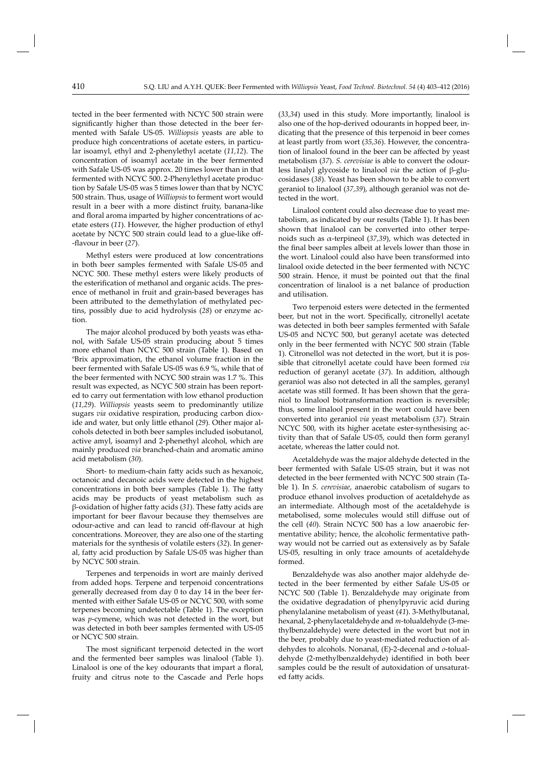tected in the beer fermented with NCYC 500 strain were significantly higher than those detected in the beer fermented with Safale US-05. *Williopsis* yeasts are able to produce high concentrations of acetate esters, in particular isoamyl, ethyl and 2-phenylethyl acetate (*11,12*). The concentration of isoamyl acetate in the beer fermented with Safale US-05 was approx. 20 times lower than in that fermented with NCYC 500. 2-Phenylethyl acetate production by Safale US-05 was 5 times lower than that by NCYC 500 strain. Thus, usage of *Williopsis* to ferment wort would result in a beer with a more distinct fruity, banana-like and floral aroma imparted by higher concentrations of acetate esters (*11*). However, the higher production of ethyl acetate by NCYC 500 strain could lead to a glue-like off-flavour in beer (*27*).

Methyl esters were produced at low concentrations in both beer samples fermented with Safale US-05 and NCYC 500. These methyl esters were likely products of the esterification of methanol and organic acids. The presence of methanol in fruit and grain-based beverages has been attributed to the demethylation of methylated pectins, possibly due to acid hydrolysis (*28*) or enzyme action.

The major alcohol produced by both yeasts was ethanol, with Safale US-05 strain producing about 5 times more ethanol than NCYC 500 strain (Table 1). Based on °Brix approximation, the ethanol volume fraction in the beer fermented with Safale US-05 was 6.9 %, while that of the beer fermented with NCYC 500 strain was 1.7 %. This result was expected, as NCYC 500 strain has been reported to carry out fermentation with low ethanol production (*11,29*). *Williopsis* yeasts seem to predominantly utilize sugars *via* oxidative respiration, producing carbon dioxide and water, but only little ethanol (*29*). Other major alcohols detected in both beer samples included isobutanol, active amyl, isoamyl and 2-phenethyl alcohol, which are mainly produced *via* branched-chain and aromatic amino acid metabolism (*30*).

Short- to medium-chain fatty acids such as hexanoic, octanoic and decanoic acids were detected in the highest concentrations in both beer samples (Table 1). The fatty acids may be products of yeast metabolism such as β-oxidation of higher fatty acids (*31*). These fatty acids are important for beer flavour because they themselves are odour-active and can lead to rancid off-flavour at high concentrations. Moreover, they are also one of the starting materials for the synthesis of volatile esters (*32*). In general, fatty acid production by Safale US-05 was higher than by NCYC 500 strain.

Terpenes and terpenoids in wort are mainly derived from added hops. Terpene and terpenoid concentrations generally decreased from day 0 to day 14 in the beer fermented with either Safale US-05 or NCYC 500, with some terpenes becoming undetectable (Table 1). The exception was *p*-cymene, which was not detected in the wort, but was detected in both beer samples fermented with US-05 or NCYC 500 strain.

The most significant terpenoid detected in the wort and the fermented beer samples was linalool (Table 1). Linalool is one of the key odourants that impart a floral, fruity and citrus note to the Cascade and Perle hops (*33,34*) used in this study. More importantly, linalool is also one of the hop-derived odourants in hopped beer, indicating that the presence of this terpenoid in beer comes at least partly from wort (*35,36*). However, the concentration of linalool found in the beer can be affected by yeast metabolism (*37*). *S. cerevisiae* is able to convert the odourless linalyl glycoside to linalool *via* the action of β-glucosidases (*38*). Yeast has been shown to be able to convert geraniol to linalool (*37,39*), although geraniol was not detected in the wort.

Linalool content could also decrease due to yeast metabolism, as indicated by our results (Table 1). It has been shown that linalool can be converted into other terpenoids such as α-terpineol (*37,39*), which was detected in the final beer samples albeit at levels lower than those in the wort. Linalool could also have been transformed into linalool oxide detected in the beer fermented with NCYC 500 strain. Hence, it must be pointed out that the final concentration of linalool is a net balance of production and utilisation.

Two terpenoid esters were detected in the fermented beer, but not in the wort. Specifically, citronellyl acetate was detected in both beer samples fermented with Safale US-05 and NCYC 500, but geranyl acetate was detected only in the beer fermented with NCYC 500 strain (Table 1). Citronellol was not detected in the wort, but it is possible that citronellyl acetate could have been formed *via* reduction of geranyl acetate (*37*). In addition, although geraniol was also not detected in all the samples, geranyl acetate was still formed. It has been shown that the geraniol to linalool biotransformation reaction is reversible; thus, some linalool present in the wort could have been converted into geraniol *via* yeast metabolism (*37*). Strain NCYC 500, with its higher acetate ester-synthesising activity than that of Safale US-05, could then form geranyl acetate, whereas the latter could not.

Acetaldehyde was the major aldehyde detected in the beer fermented with Safale US-05 strain, but it was not detected in the beer fermented with NCYC 500 strain (Table 1). In *S. cerevisiae*, anaerobic catabolism of sugars to produce ethanol involves production of acetaldehyde as an intermediate. Although most of the acetaldehyde is metabolised, some molecules would still diffuse out of the cell (*40*). Strain NCYC 500 has a low anaerobic fermentative ability; hence, the alcoholic fermentative pathway would not be carried out as extensively as by Safale US-05, resulting in only trace amounts of acetaldehyde formed.

Benzaldehyde was also another major aldehyde detected in the beer fermented by either Safale US-05 or NCYC 500 (Table 1). Benzaldehyde may originate from the oxidative degradation of phenylpyruvic acid during phenylalanine metabolism of yeast (*41*). 3-Methylbutanal, hexanal, 2-phenylacetaldehyde and *m*-tolualdehyde (3-methylbenzaldehyde) were detected in the wort but not in the beer, probably due to yeast-mediated reduction of aldehydes to alcohols. Nonanal, (E)-2-decenal and *o*-tolualdehyde (2-methylbenzaldehyde) identified in both beer samples could be the result of autoxidation of unsaturated fatty acids.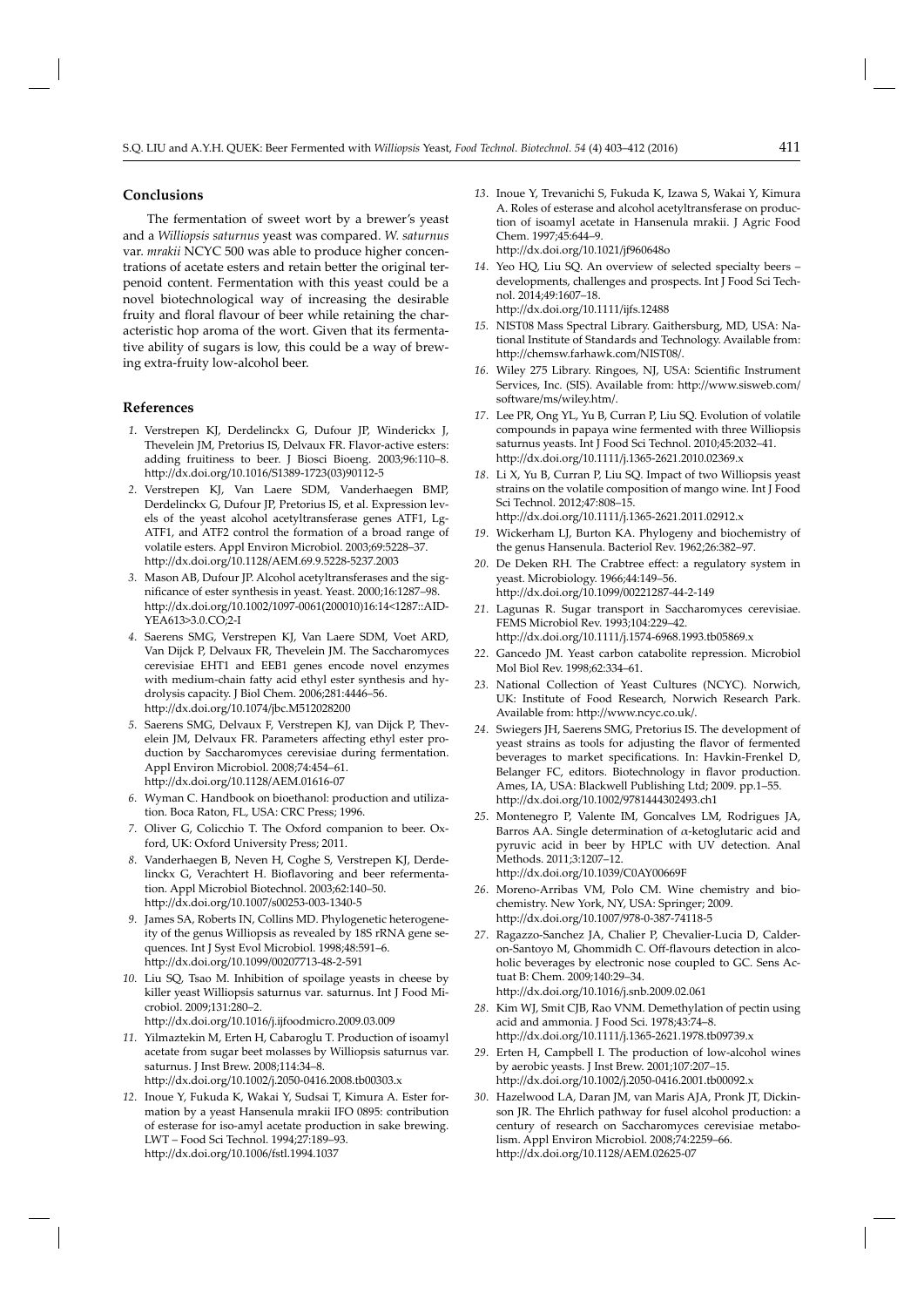## Conclusions

The fermentation of sweet wort by a brewer's yeast and a *Williopsis saturnus* yeast was compared. *W. saturnus* var. *mrakii* NCYC 500 was able to produce higher concentrations of acetate esters and retain better the original terpenoid content. Fermentation with this yeast could be a novel biotechnological way of increasing the desirable fruity and floral flavour of beer while retaining the characteristic hop aroma of the wort. Given that its fermentative ability of sugars is low, this could be a way of brewing extra-fruity low-alcohol beer.

## References

1. Verstrepen KJ, Derdelinckx G, Dufour JP, Winderickx J, Thevelein JM, Pretorius IS, Delvaux FR. Flavor-active esters: adding fruitiness to beer. J Biosci Bioeng. 2003;96:110–8. http://dx.doi.org/10.1016/S1389-1723(03)90112-5
2. Verstrepen KJ, Van Laere SDM, Vanderhaegen BMP, Derdelinckx G, Dufour JP, Pretorius IS, et al. Expression levels of the yeast alcohol acetyltransferase genes ATF1, Lg-ATF1, and ATF2 control the formation of a broad range of volatile esters. Appl Environ Microbiol. 2003;69:5228–37. http://dx.doi.org/10.1128/AEM.69.9.5228-5237.2003
3. Mason AB, Dufour JP. Alcohol acetyltransferases and the significance of ester synthesis in yeast. Yeast. 2000;16:1287–98. http://dx.doi.org/10.1002/1097-0061(200010)16:14<1287::AID-YEA613>3.0.CO;2-I
4. Saerens SMG, Verstrepen KJ, Van Laere SDM, Voet ARD, Van Dijck P, Delvaux FR, Thevelein JM. The Saccharomyces cerevisiae EHT1 and EEB1 genes encode novel enzymes with medium-chain fatty acid ethyl ester synthesis and hydrolysis capacity. J Biol Chem. 2006;281:4446–56. http://dx.doi.org/10.1074/jbc.M512028200
5. Saerens SMG, Delvaux F, Verstrepen KJ, van Dijck P, Thevelein JM, Delvaux FR. Parameters affecting ethyl ester production by Saccharomyces cerevisiae during fermentation. Appl Environ Microbiol. 2008;74:454–61. http://dx.doi.org/10.1128/AEM.01616-07
6. Wyman C. Handbook on bioethanol: production and utilization. Boca Raton, FL, USA: CRC Press; 1996.
7. Oliver G, Colicchio T. The Oxford companion to beer. Oxford, UK: Oxford University Press; 2011.
8. Vanderhaegen B, Neven H, Coghe S, Verstrepen KJ, Derdelinckx G, Verachtert H. Bioflavoring and beer refermentation. Appl Microbiol Biotechnol. 2003;62:140–50. http://dx.doi.org/10.1007/s00253-003-1340-5
9. James SA, Roberts IN, Collins MD. Phylogenetic heterogeneity of the genus Williopsis as revealed by 18S rRNA gene sequences. Int J Syst Evol Microbiol. 1998;48:591–6. http://dx.doi.org/10.1099/00207713-48-2-591
10. Liu SQ, Tsao M. Inhibition of spoilage yeasts in cheese by killer yeast Williopsis saturnus var. saturnus. Int J Food Microbiol. 2009;131:280–2. http://dx.doi.org/10.1016/j.ijfoodmicro.2009.03.009
11. Yilmaztekin M, Erten H, Cabaroglu T. Production of isoamyl acetate from sugar beet molasses by Williopsis saturnus var. saturnus. J Inst Brew. 2008;114:34–8. http://dx.doi.org/10.1002/j.2050-0416.2008.tb00303.x
12. Inoue Y, Fukuda K, Wakai Y, Sudsai T, Kimura A. Ester formation by a yeast Hansenula mrakii IFO 0895: contribution of esterase for iso-amyl acetate production in sake brewing. LWT – Food Sci Technol. 1994;27:189–93. http://dx.doi.org/10.1006/fstl.1994.1037
13. Inoue Y, Trevanichi S, Fukuda K, Izawa S, Wakai Y, Kimura A. Roles of esterase and alcohol acetyltransferase on production of isoamyl acetate in Hansenula mrakii. J Agric Food Chem. 1997;45:644–9. http://dx.doi.org/10.1021/jf960648o
14. Yeo HQ, Liu SQ. An overview of selected specialty beers – developments, challenges and prospects. Int J Food Sci Technol. 2014;49:1607–18. http://dx.doi.org/10.1111/ijfs.12488
15. NIST08 Mass Spectral Library. Gaithersburg, MD, USA: National Institute of Standards and Technology. Available from: http://chemsw.farhawk.com/NIST08/.
16. Wiley 275 Library. Ringoes, NJ, USA: Scientific Instrument Services, Inc. (SIS). Available from: http://www.sisweb.com/software/ms/wiley.htm/.
17. Lee PR, Ong YL, Yu B, Curran P, Liu SQ. Evolution of volatile compounds in papaya wine fermented with three Williopsis saturnus yeasts. Int J Food Sci Technol. 2010;45:2032–41. http://dx.doi.org/10.1111/j.1365-2621.2010.02369.x
18. Li X, Yu B, Curran P, Liu SQ. Impact of two Williopsis yeast strains on the volatile composition of mango wine. Int J Food Sci Technol. 2012;47:808–15. http://dx.doi.org/10.1111/j.1365-2621.2011.02912.x
19. Wickerham LJ, Burton KA. Phylogeny and biochemistry of the genus Hansenula. Bacteriol Rev. 1962;26:382–97.
20. De Deken RH. The Crabtree effect: a regulatory system in yeast. Microbiology. 1966;44:149–56. http://dx.doi.org/10.1099/00221287-44-2-149
21. Lagunas R. Sugar transport in Saccharomyces cerevisiae. FEMS Microbiol Rev. 1993;104:229–42. http://dx.doi.org/10.1111/j.1574-6968.1993.tb05869.x
22. Gancedo JM. Yeast carbon catabolite repression. Microbiol Mol Biol Rev. 1998;62:334–61.
23. National Collection of Yeast Cultures (NCYC). Norwich, UK: Institute of Food Research, Norwich Research Park. Available from: http://www.ncyc.co.uk/.
24. Swiegers JH, Saerens SMG, Pretorius IS. The development of yeast strains as tools for adjusting the flavor of fermented beverages to market specifications. In: Havkin-Frenkel D, Belanger FC, editors. Biotechnology in flavor production. Ames, IA, USA: Blackwell Publishing Ltd; 2009. pp.1–55. http://dx.doi.org/10.1002/9781444302493.ch1
25. Montenegro P, Valente IM, Goncalves LM, Rodrigues JA, Barros AA. Single determination of α-ketoglutaric acid and pyruvic acid in beer by HPLC with UV detection. Anal Methods. 2011;3:1207–12. http://dx.doi.org/10.1039/C0AY00669F
26. Moreno-Arribas VM, Polo CM. Wine chemistry and biochemistry. New York, NY, USA: Springer; 2009. http://dx.doi.org/10.1007/978-0-387-74118-5
27. Ragazzo-Sanchez JA, Chalier P, Chevalier-Lucia D, Calderon-Santoyo M, Ghommidh C. Off-flavours detection in alcoholic beverages by electronic nose coupled to GC. Sens Actuat B: Chem. 2009;140:29–34. http://dx.doi.org/10.1016/j.snb.2009.02.061
28. Kim WJ, Smit CJB, Rao VNM. Demethylation of pectin using acid and ammonia. J Food Sci. 1978;43:74–8. http://dx.doi.org/10.1111/j.1365-2621.1978.tb09739.x
29. Erten H, Campbell I. The production of low-alcohol wines by aerobic yeasts. J Inst Brew. 2001;107:207–15. http://dx.doi.org/10.1002/j.2050-0416.2001.tb00092.x
30. Hazelwood LA, Daran JM, van Maris AJA, Pronk JT, Dickinson JR. The Ehrlich pathway for fusel alcohol production: a century of research on Saccharomyces cerevisiae metabolism. Appl Environ Microbiol. 2008;74:2259–66. http://dx.doi.org/10.1128/AEM.02625-07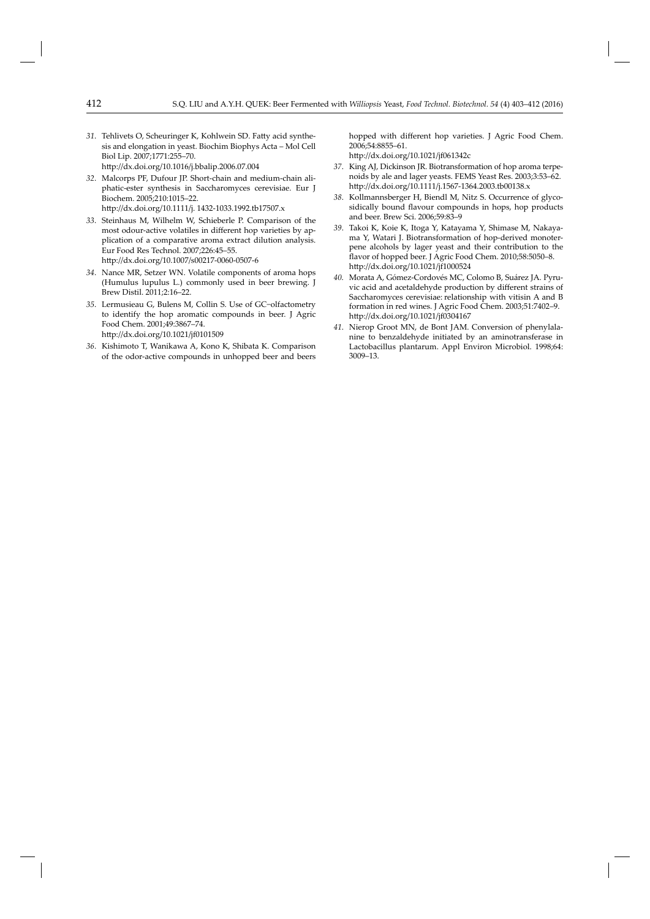31. Tehlivets O, Scheuringer K, Kohlwein SD. Fatty acid synthesis and elongation in yeast. Biochim Biophys Acta – Mol Cell Biol Lip. 2007;1771:255–70.
http://dx.doi.org/10.1016/j.bbalip.2006.07.004

32. Malcorps PF, Dufour JP. Short-chain and medium-chain aliphatic-ester synthesis in Saccharomyces cerevisiae. Eur J Biochem. 2005;210:1015–22.
http://dx.doi.org/10.1111/j. 1432-1033.1992.tb17507.x

33. Steinhaus M, Wilhelm W, Schieberle P. Comparison of the most odour-active volatiles in different hop varieties by application of a comparative aroma extract dilution analysis. Eur Food Res Technol. 2007;226:45–55.
http://dx.doi.org/10.1007/s00217-0060-0507-6

34. Nance MR, Setzer WN. Volatile components of aroma hops (Humulus lupulus L.) commonly used in beer brewing. J Brew Distil. 2011;2:16–22.

35. Lermusieau G, Bulens M, Collin S. Use of GC–olfactometry to identify the hop aromatic compounds in beer. J Agric Food Chem. 2001;49:3867–74.
http://dx.doi.org/10.1021/jf0101509

36. Kishimoto T, Wanikawa A, Kono K, Shibata K. Comparison of the odor-active compounds in unhopped beer and beers hopped with different hop varieties. J Agric Food Chem. 2006;54:8855–61.
http://dx.doi.org/10.1021/jf061342c

37. King AJ, Dickinson JR. Biotransformation of hop aroma terpenoids by ale and lager yeasts. FEMS Yeast Res. 2003;3:53–62.
http://dx.doi.org/10.1111/j.1567-1364.2003.tb00138.x

38. Kollmannsberger H, Biendl M, Nitz S. Occurrence of glycosidically bound flavour compounds in hops, hop products and beer. Brew Sci. 2006;59:83–9

39. Takoi K, Koie K, Itoga Y, Katayama Y, Shimase M, Nakayama Y, Watari J. Biotransformation of hop-derived monoterpene alcohols by lager yeast and their contribution to the flavor of hopped beer. J Agric Food Chem. 2010;58:5050–8.
http://dx.doi.org/10.1021/jf1000524

40. Morata A, Gómez-Cordovés MC, Colomo B, Suárez JA. Pyruvic acid and acetaldehyde production by different strains of Saccharomyces cerevisiae: relationship with vitisin A and B formation in red wines. J Agric Food Chem. 2003;51:7402–9.
http://dx.doi.org/10.1021/jf0304167

41. Nierop Groot MN, de Bont JAM. Conversion of phenylalanine to benzaldehyde initiated by an aminotransferase in Lactobacillus plantarum. Appl Environ Microbiol. 1998;64:3009–13.